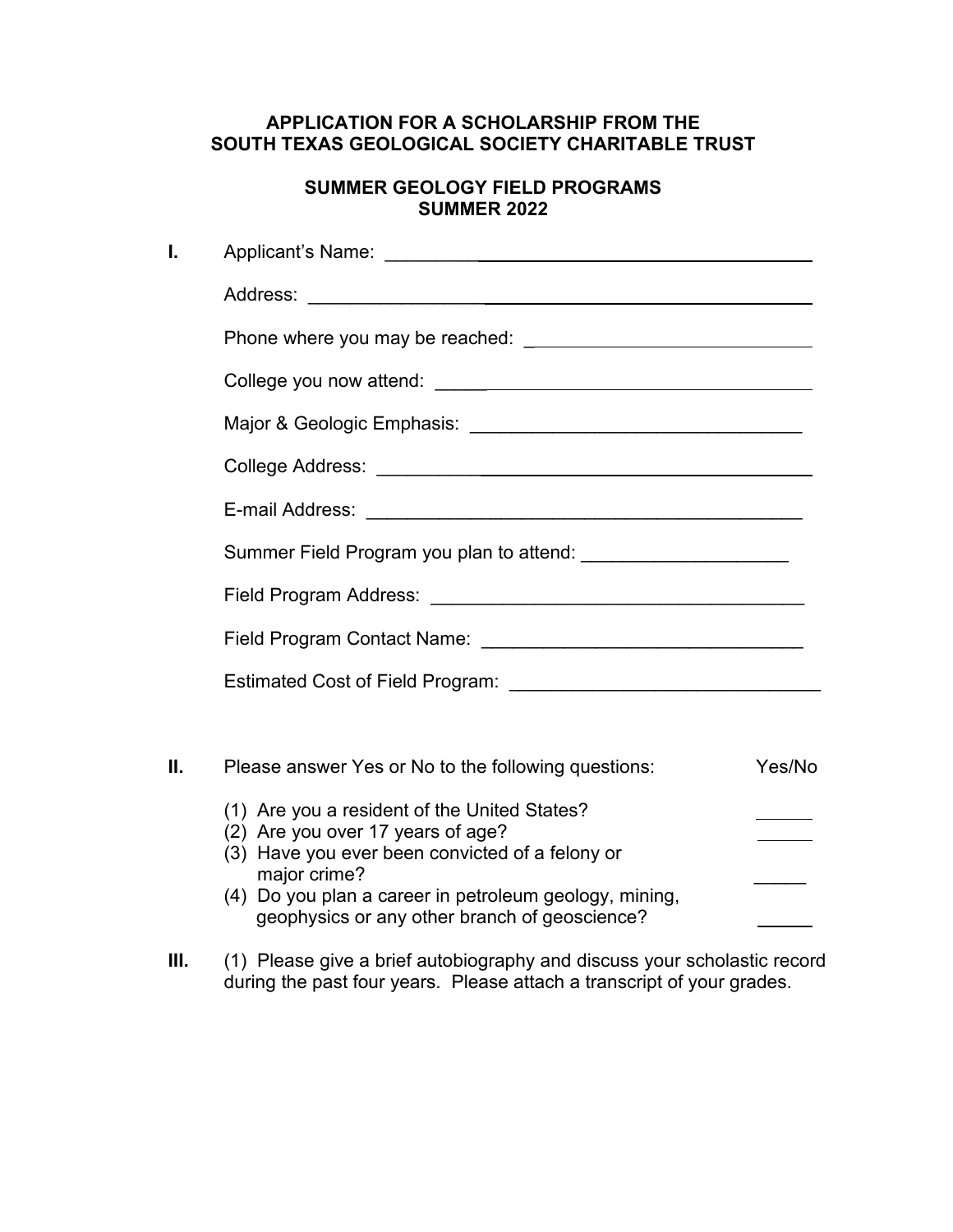**APPLICATION FOR A SCHOLARSHIP FROM THE SOUTH TEXAS GEOLOGICAL SOCIETY CHARITABLE TRUST**

**SUMMER GEOLOGY FIELD PROGRAMS**
**SUMMER 2022**

**I.** Applicant's Name: ______________________________________________

Address: ______________________________________________

Phone where you may be reached: ______________________________

College you now attend: ______________________________________

Major & Geologic Emphasis: _________________________________

College Address: _____________________________________________

E-mail Address: ______________________________________________

Summer Field Program you plan to attend: ____________________

Field Program Address: _____________________________________

Field Program Contact Name: ________________________________

Estimated Cost of Field Program: ______________________________

**II.** Please answer Yes or No to the following questions: Yes/No

(1) Are you a resident of the United States? ______
(2) Are you over 17 years of age? ______
(3) Have you ever been convicted of a felony or major crime? ______
(4) Do you plan a career in petroleum geology, mining, geophysics or any other branch of geoscience? ______

**III.** (1) Please give a brief autobiography and discuss your scholastic record during the past four years. Please attach a transcript of your grades.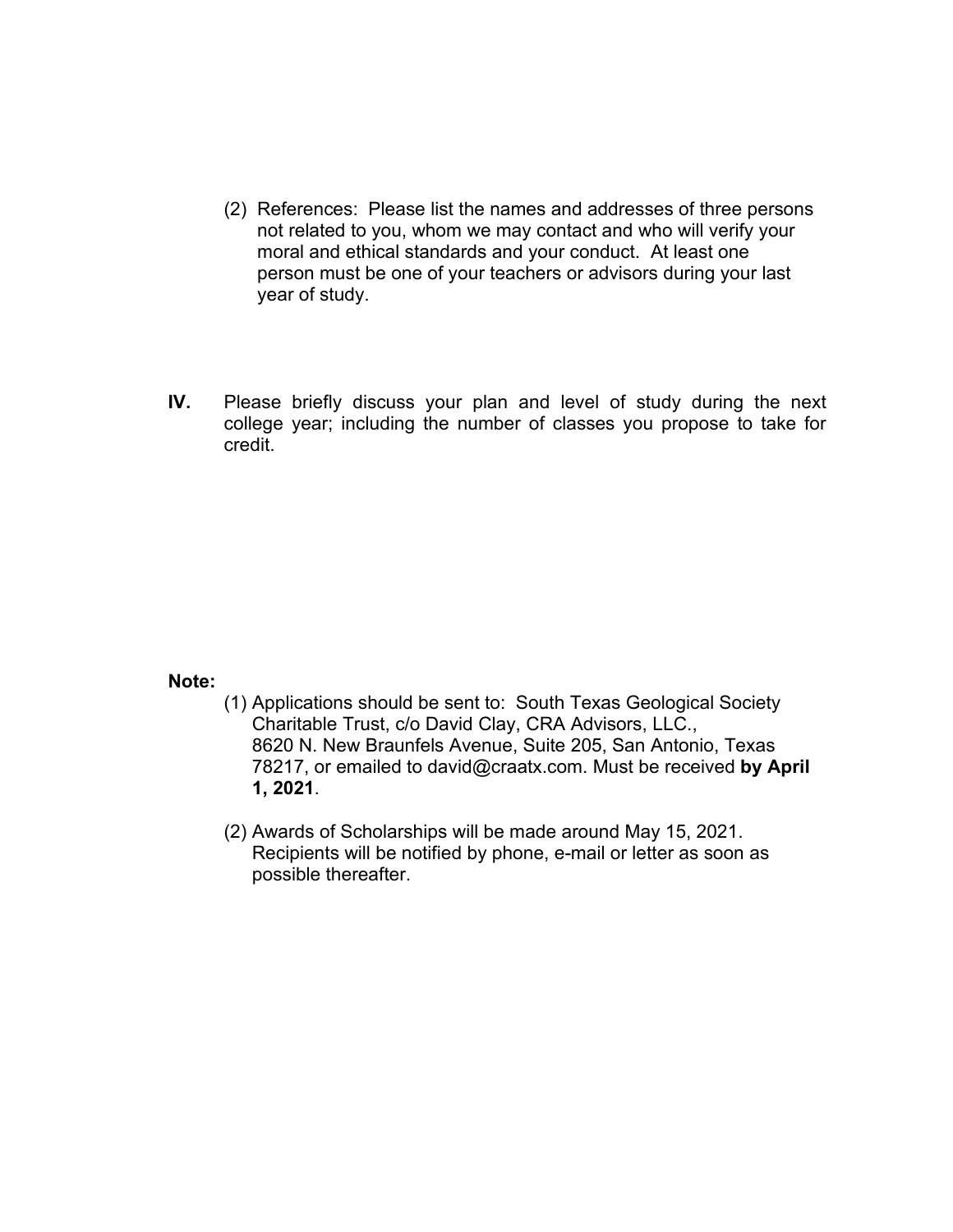(2) References: Please list the names and addresses of three persons not related to you, whom we may contact and who will verify your moral and ethical standards and your conduct. At least one person must be one of your teachers or advisors during your last year of study.

**IV.** Please briefly discuss your plan and level of study during the next college year; including the number of classes you propose to take for credit.

**Note:**

(1) Applications should be sent to: South Texas Geological Society Charitable Trust, c/o David Clay, CRA Advisors, LLC., 8620 N. New Braunfels Avenue, Suite 205, San Antonio, Texas 78217, or emailed to david@craatx.com. Must be received **by April 1, 2021**.

(2) Awards of Scholarships will be made around May 15, 2021. Recipients will be notified by phone, e-mail or letter as soon as possible thereafter.